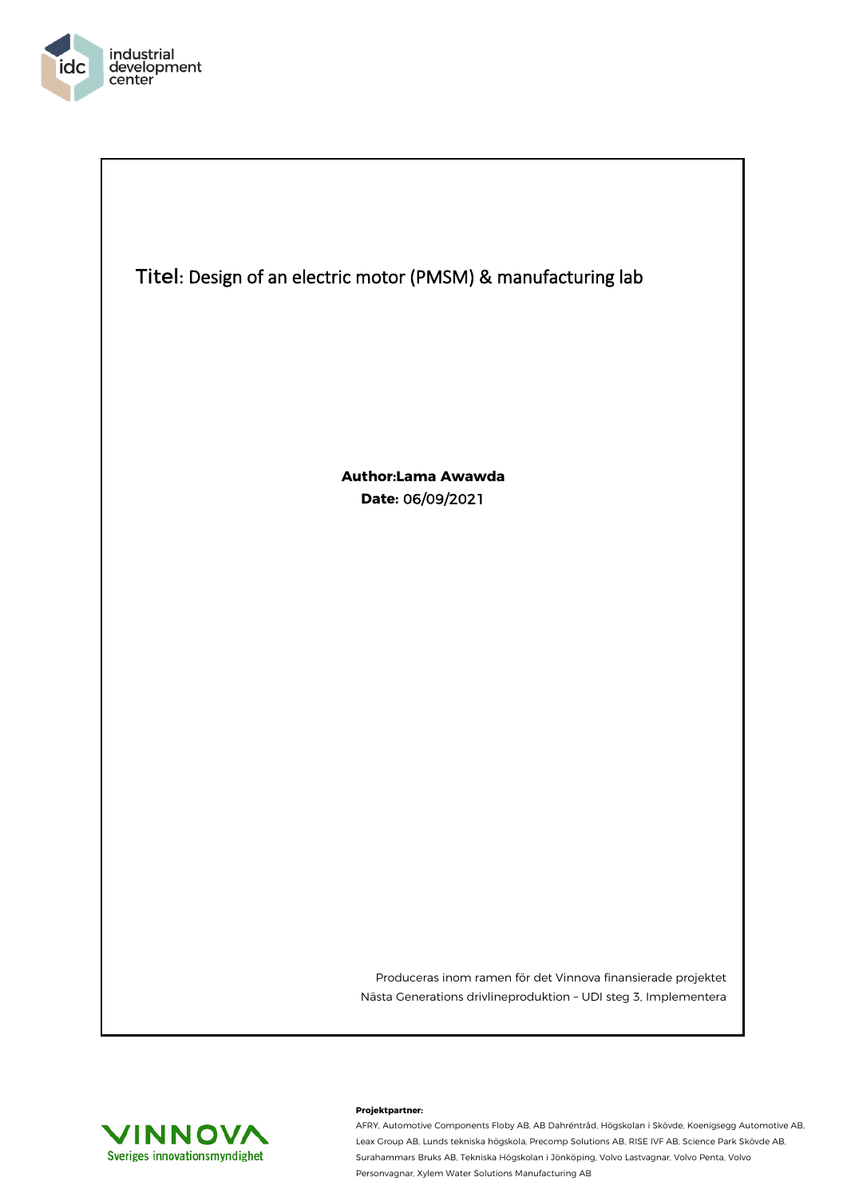industrial development center

# Titel: Design of an electric motor (PMSM) & manufacturing lab

**Author:Lama Awawda**

**Date:** 06/09/2021

Produceras inom ramen för det Vinnova finansierade projektet
Nästa Generations drivlineproduktion – UDI steg 3, Implementera

VINNOVA
Sveriges innovationsmyndighet

**Projektpartner:**

AFRY, Automotive Components Floby AB, AB Dahréntråd, Högskolan i Skövde, Koenigsegg Automotive AB, Leax Group AB, Lunds tekniska högskola, Precomp Solutions AB, RISE IVF AB, Science Park Skövde AB, Surahammars Bruks AB, Tekniska Högskolan i Jönköping, Volvo Lastvagnar, Volvo Penta, Volvo Personvagnar, Xylem Water Solutions Manufacturing AB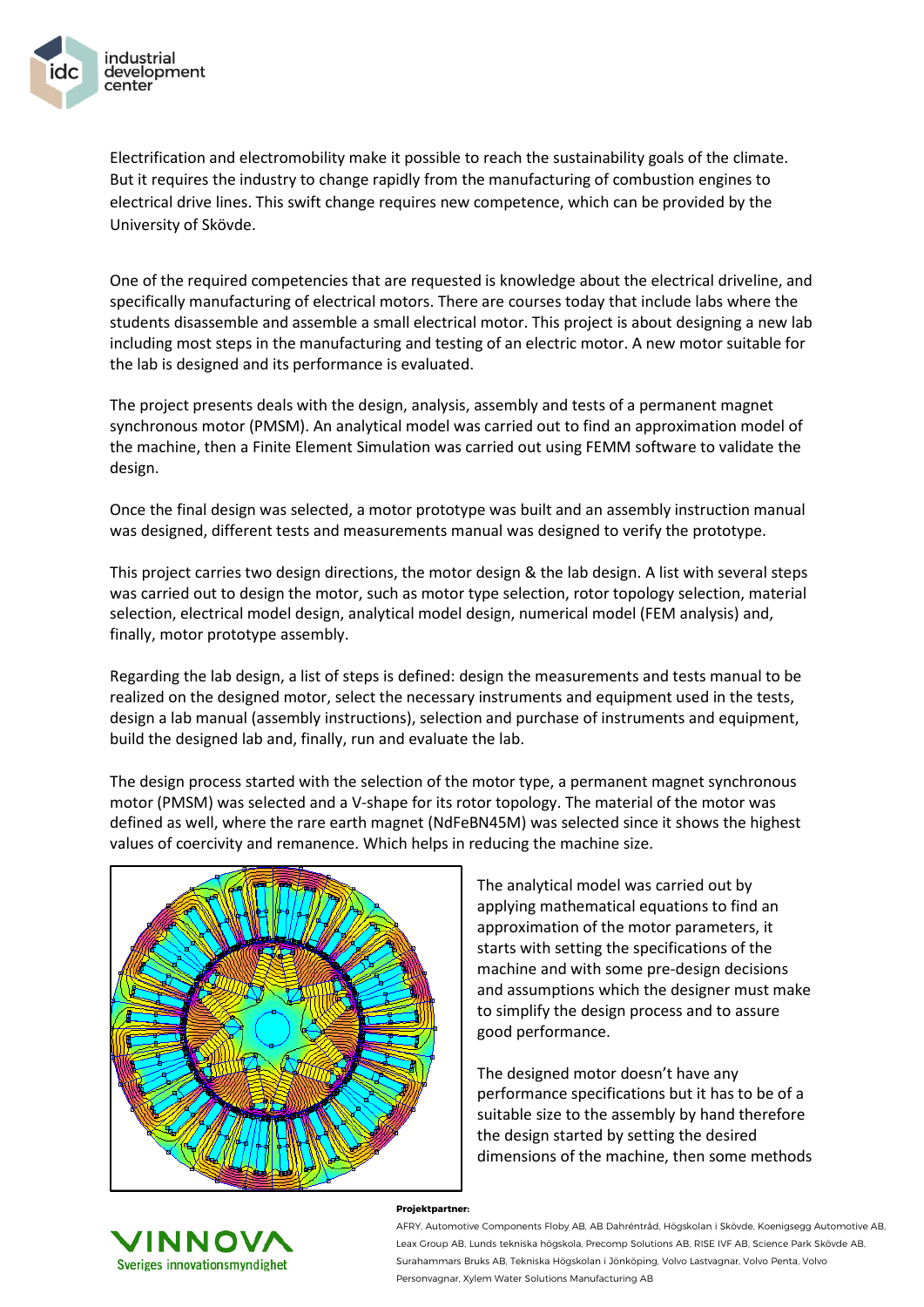Electrification and electromobility make it possible to reach the sustainability goals of the climate. But it requires the industry to change rapidly from the manufacturing of combustion engines to electrical drive lines. This swift change requires new competence, which can be provided by the University of Skövde.

One of the required competencies that are requested is knowledge about the electrical driveline, and specifically manufacturing of electrical motors. There are courses today that include labs where the students disassemble and assemble a small electrical motor. This project is about designing a new lab including most steps in the manufacturing and testing of an electric motor. A new motor suitable for the lab is designed and its performance is evaluated.

The project presents deals with the design, analysis, assembly and tests of a permanent magnet synchronous motor (PMSM). An analytical model was carried out to find an approximation model of the machine, then a Finite Element Simulation was carried out using FEMM software to validate the design.

Once the final design was selected, a motor prototype was built and an assembly instruction manual was designed, different tests and measurements manual was designed to verify the prototype.

This project carries two design directions, the motor design & the lab design. A list with several steps was carried out to design the motor, such as motor type selection, rotor topology selection, material selection, electrical model design, analytical model design, numerical model (FEM analysis) and, finally, motor prototype assembly.

Regarding the lab design, a list of steps is defined: design the measurements and tests manual to be realized on the designed motor, select the necessary instruments and equipment used in the tests, design a lab manual (assembly instructions), selection and purchase of instruments and equipment, build the designed lab and, finally, run and evaluate the lab.

The design process started with the selection of the motor type, a permanent magnet synchronous motor (PMSM) was selected and a V-shape for its rotor topology. The material of the motor was defined as well, where the rare earth magnet (NdFeBN45M) was selected since it shows the highest values of coercivity and remanence. Which helps in reducing the machine size.

The analytical model was carried out by applying mathematical equations to find an approximation of the motor parameters, it starts with setting the specifications of the machine and with some pre-design decisions and assumptions which the designer must make to simplify the design process and to assure good performance.

The designed motor doesn't have any performance specifications but it has to be of a suitable size to the assembly by hand therefore the design started by setting the desired dimensions of the machine, then some methods

**Projektpartner:**

AFRY, Automotive Components Floby AB, AB Dahréntråd, Högskolan i Skövde, Koenigsegg Automotive AB, Leax Group AB, Lunds tekniska högskola, Precomp Solutions AB, RISE IVF AB, Science Park Skövde AB, Surahammars Bruks AB, Tekniska Högskolan i Jönköping, Volvo Lastvagnar, Volvo Penta, Volvo Personvagnar, Xylem Water Solutions Manufacturing AB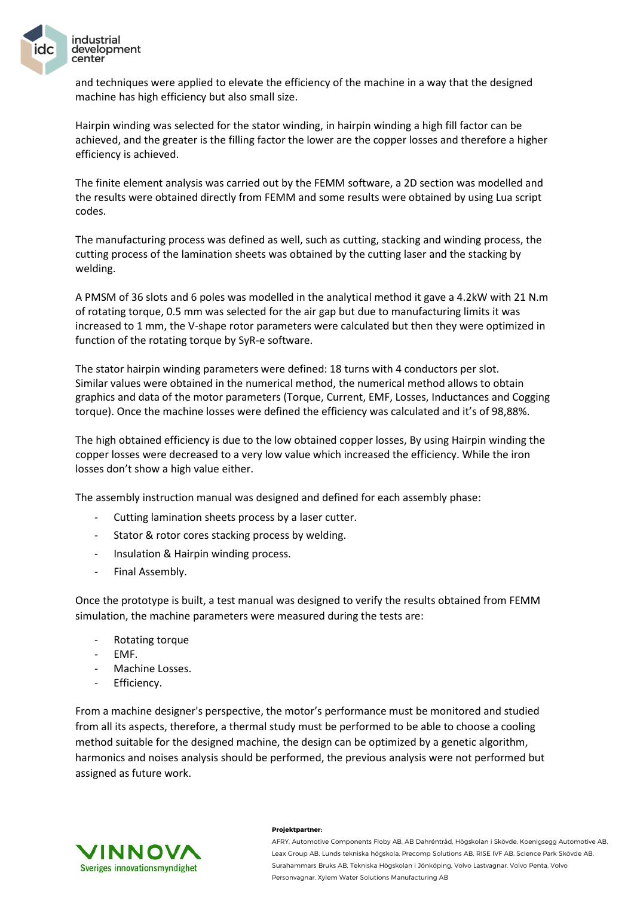and techniques were applied to elevate the efficiency of the machine in a way that the designed machine has high efficiency but also small size.

Hairpin winding was selected for the stator winding, in hairpin winding a high fill factor can be achieved, and the greater is the filling factor the lower are the copper losses and therefore a higher efficiency is achieved.

The finite element analysis was carried out by the FEMM software, a 2D section was modelled and the results were obtained directly from FEMM and some results were obtained by using Lua script codes.

The manufacturing process was defined as well, such as cutting, stacking and winding process, the cutting process of the lamination sheets was obtained by the cutting laser and the stacking by welding.

A PMSM of 36 slots and 6 poles was modelled in the analytical method it gave a 4.2kW with 21 N.m of rotating torque, 0.5 mm was selected for the air gap but due to manufacturing limits it was increased to 1 mm, the V-shape rotor parameters were calculated but then they were optimized in function of the rotating torque by SyR-e software.

The stator hairpin winding parameters were defined: 18 turns with 4 conductors per slot. Similar values were obtained in the numerical method, the numerical method allows to obtain graphics and data of the motor parameters (Torque, Current, EMF, Losses, Inductances and Cogging torque). Once the machine losses were defined the efficiency was calculated and it's of 98,88%.

The high obtained efficiency is due to the low obtained copper losses, By using Hairpin winding the copper losses were decreased to a very low value which increased the efficiency. While the iron losses don't show a high value either.

The assembly instruction manual was designed and defined for each assembly phase:

- Cutting lamination sheets process by a laser cutter.
- Stator & rotor cores stacking process by welding.
- Insulation & Hairpin winding process.
- Final Assembly.

Once the prototype is built, a test manual was designed to verify the results obtained from FEMM simulation, the machine parameters were measured during the tests are:

- Rotating torque
- EMF.
- Machine Losses.
- Efficiency.

From a machine designer's perspective, the motor's performance must be monitored and studied from all its aspects, therefore, a thermal study must be performed to be able to choose a cooling method suitable for the designed machine, the design can be optimized by a genetic algorithm, harmonics and noises analysis should be performed, the previous analysis were not performed but assigned as future work.

**Projektpartner:**

AFRY, Automotive Components Floby AB, AB Dahréntråd, Högskolan i Skövde, Koenigsegg Automotive AB, Leax Group AB, Lunds tekniska högskola, Precomp Solutions AB, RISE IVF AB, Science Park Skövde AB, Surahammars Bruks AB, Tekniska Högskolan i Jönköping, Volvo Lastvagnar, Volvo Penta, Volvo Personvagnar, Xylem Water Solutions Manufacturing AB